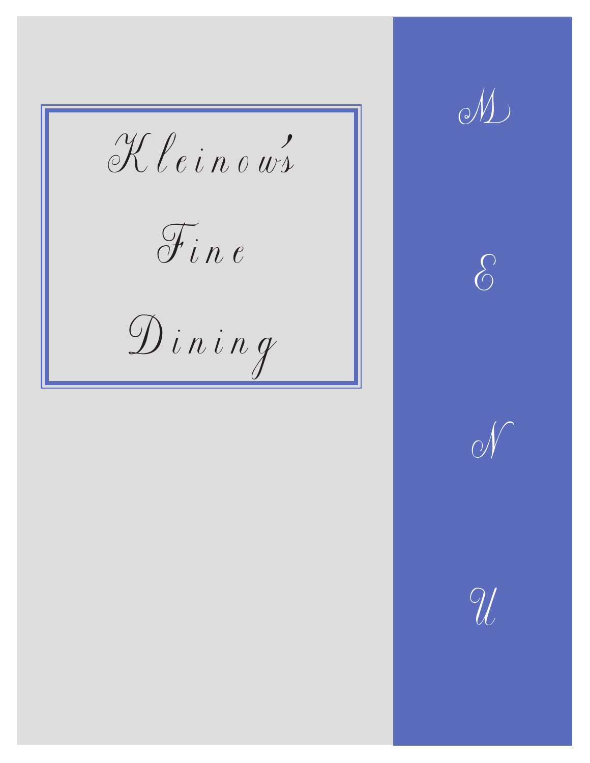# Kleinow's Fine Dining

M

E

N

U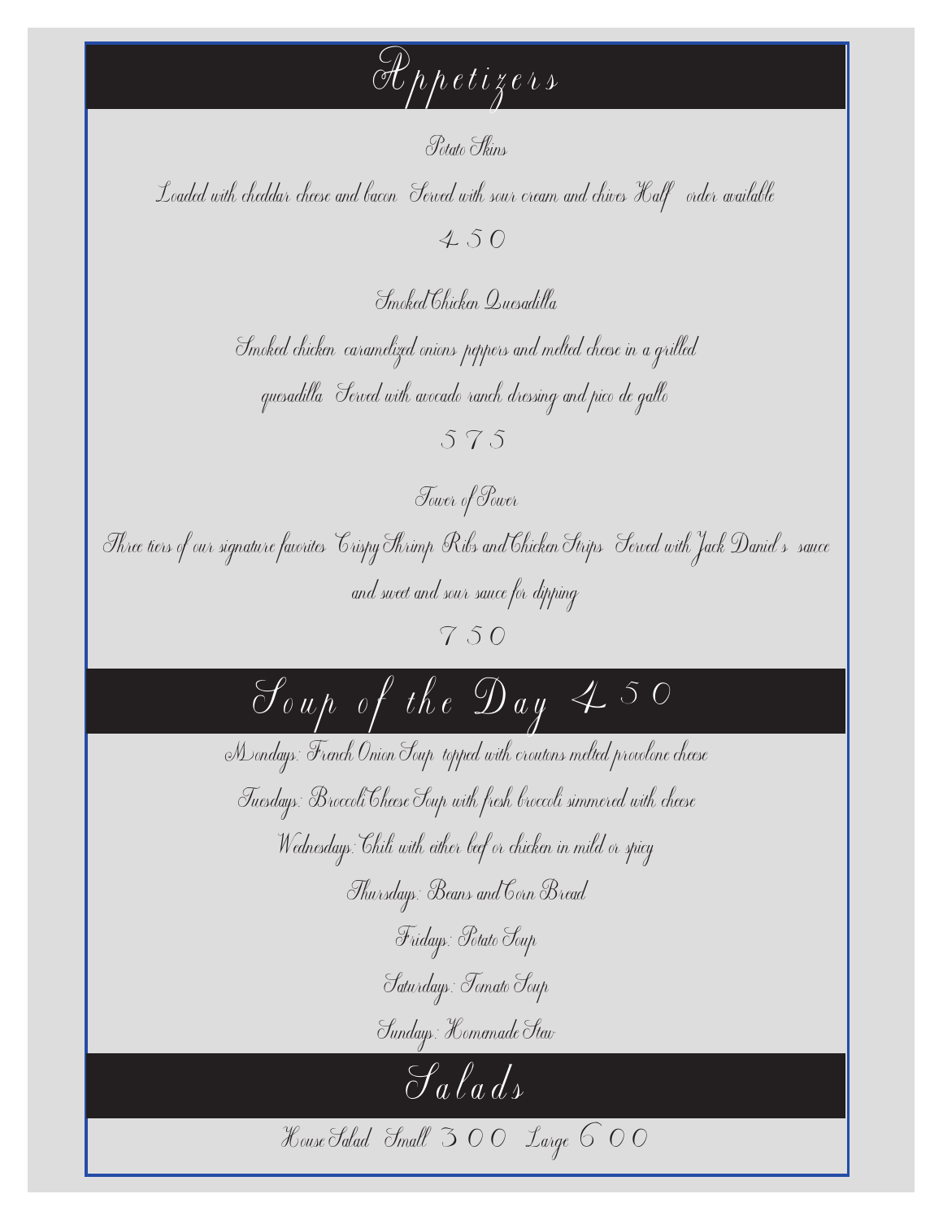# Appetizers

**Potato Skins**

Loaded with cheddar cheese and bacon Served with sour cream and chives Half order available

4 50

**Smoked Chicken Quesadilla**

Smoked chicken caramelized onions peppers and melted cheese in a grilled quesadilla Served with avocado ranch dressing and pico de gallo

5 75

**Tower of Power**

Three tiers of our signature favorites Crispy Shrimp Ribs and Chicken Strips Served with Jack Daniel's sauce and sweet and sour sauce for dipping

7 50

# Soup of the Day 4 50

Mondays: French Onion Soup topped with croutons melted provolone cheese

Tuesdays: Broccoli Cheese Soup with fresh broccoli simmered with cheese

Wednesdays: Chili with either beef or chicken in mild or spicy

Thursdays: Beans and Corn Bread

Fridays: Potato Soup

Saturdays: Tomato Soup

Sundays: Homemade Stew

# Salads

House Salad Small 3 00 Large 6 00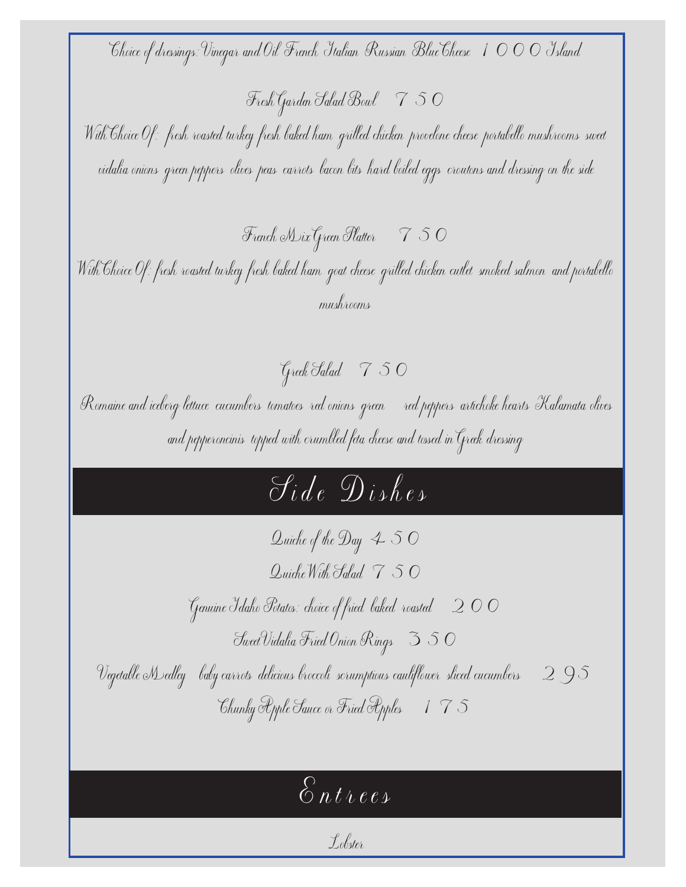Choice of dressings: Vinegar and Oil French Italian Russian Blue Cheese 1 0 0 0 Island

Fresh Garden Salad Bowl 7 5 0

With Choice Of: fresh roasted turkey fresh baked ham grilled chicken provolone cheese portabello mushrooms sweet vidalia onions green peppers olives peas carrots bacon bits hard boiled eggs croutons and dressing on the side

French Mix Green Platter 7 5 0

With Choice Of: fresh roasted turkey fresh baked ham goat cheese grilled chicken cutlet smoked salmon and portabello mushrooms

Greek Salad 7 5 0

Romaine and iceberg lettuce cucumbers tomatoes red onions green red peppers artichoke hearts Kalamata olives and pepperoncinis topped with crumbled feta cheese and tossed in Greek dressing

# Side Dishes

Quiche of the Day 4 5 0

Quiche With Salad 7 5 0

Genuine Idaho Potatoes: choice of fried baked roasted 2 0 0

Sweet Vidalia Fried Onion Rings 3 5 0

Vegetable Medley baby carrots delicious broccoli scrumptious cauliflower sliced cucumbers 2 9 5

Chunky Apple Sauce or Fried Apples 1 7 5

# Entrees

Lobster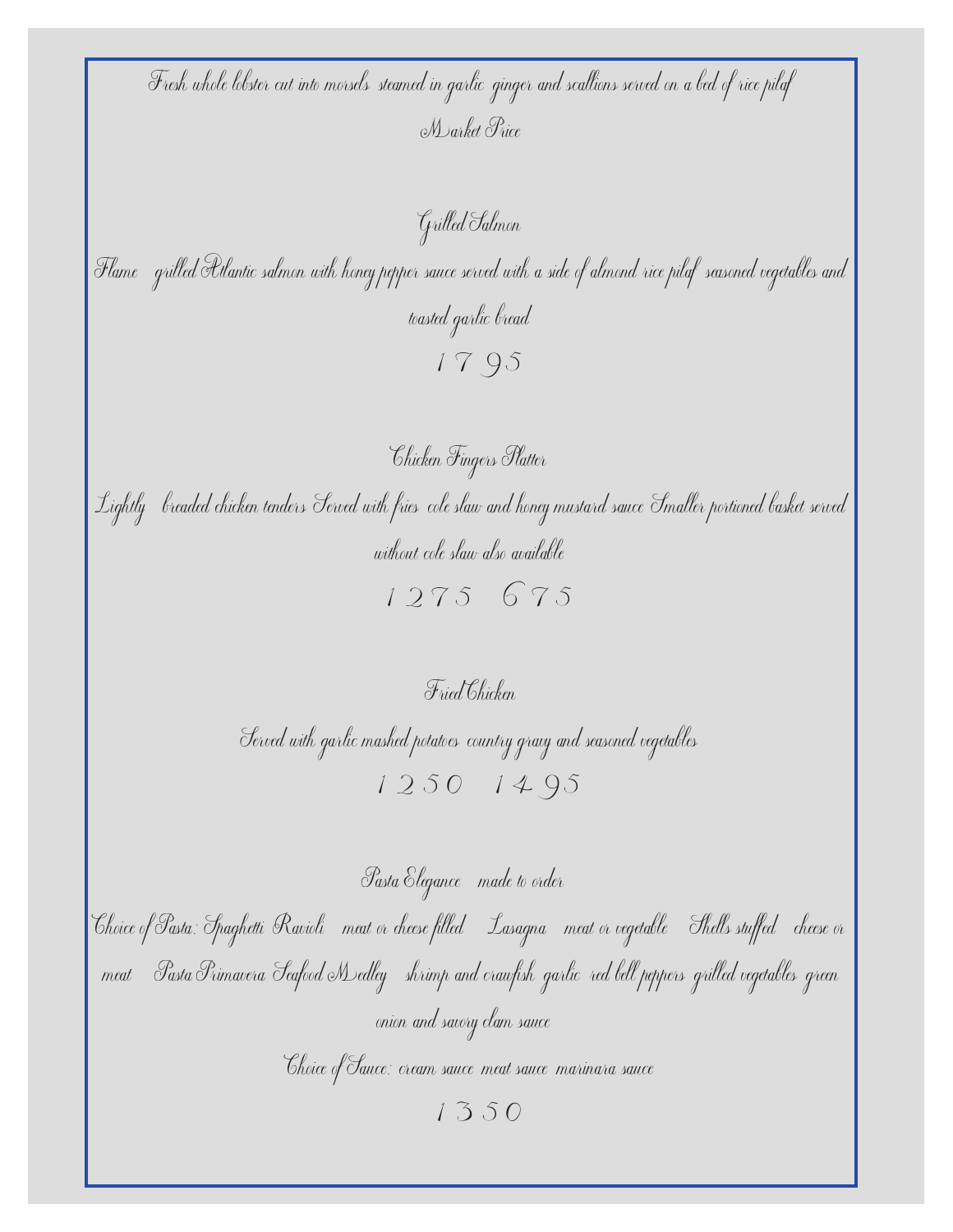Fresh whole lobster cut into morsels steamed in garlic ginger and scallions served on a bed of rice pilaf

Market Price

## Grilled Salmon

Flame grilled Atlantic salmon with honey pepper sauce served with a side of almond rice pilaf seasoned vegetables and toasted garlic bread

17 95

## Chicken Fingers Platter

Lightly breaded chicken tenders Served with fries cole slaw and honey mustard sauce Smaller portioned basket served without cole slaw also available

12 75 6 75

## Fried Chicken

Served with garlic mashed potatoes country gravy and seasoned vegetables

12 50 14 95

## Pasta Elegance made to order

Choice of Pasta: Spaghetti Ravioli meat or cheese filled Lasagna meat or vegetable Shells stuffed cheese or meat Pasta Primavera Seafood Medley shrimp and crawfish garlic red bell peppers grilled vegetables green onion and savory clam sauce

Choice of Sauce: cream sauce meat sauce marinara sauce

13 50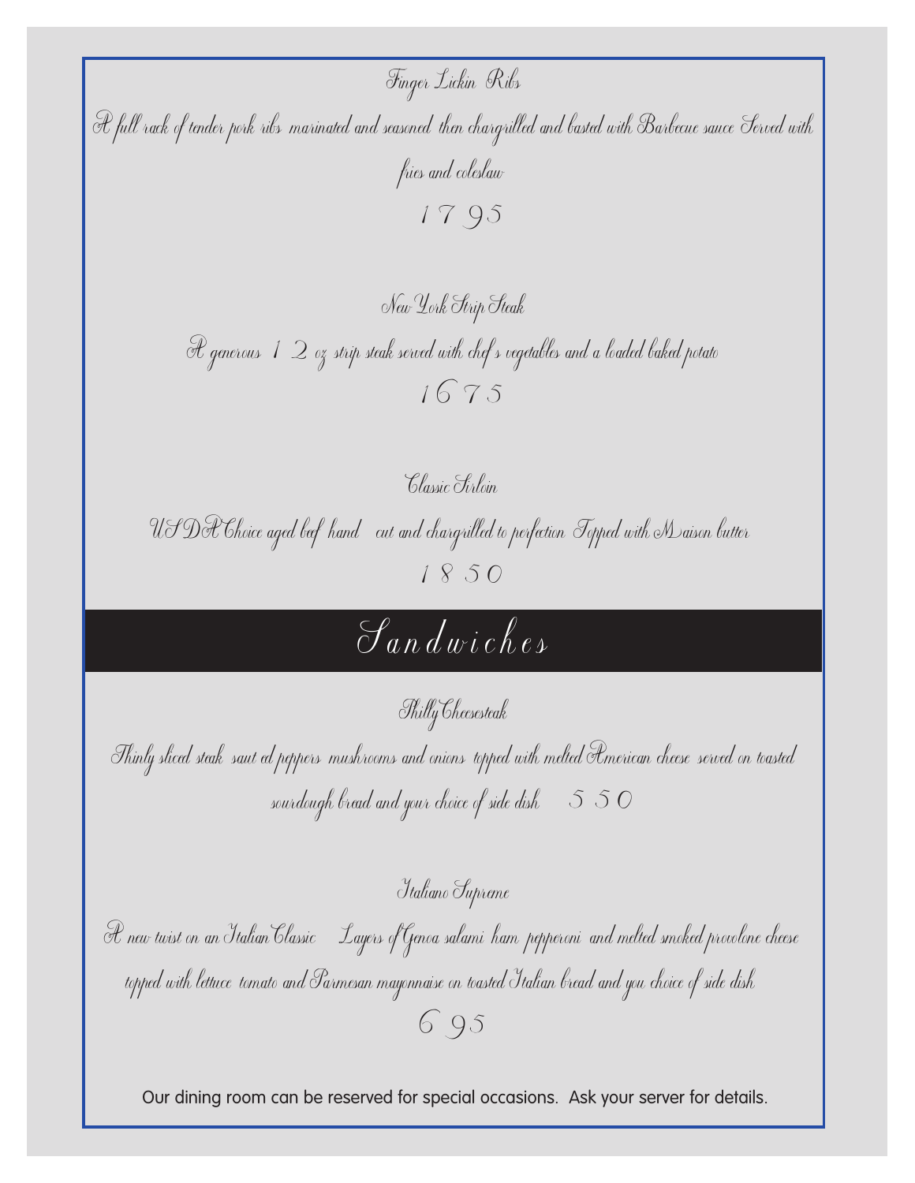### Finger Lickin Ribs

A full rack of tender pork ribs marinated and seasoned then chargrilled and basted with Barbecue sauce Served with fries and coleslaw

17 95

### New York Strip Steak

A generous 12 oz strip steak served with chef s vegetables and a loaded baked potato

16 75

### Classic Sirloin

USDA Choice aged beef hand cut and chargrilled to perfection Topped with Maison butter

18 50

## Sandwiches

### Philly Cheesesteak

Thinly sliced steak saut ed peppers mushrooms and onions topped with melted American cheese served on toasted sourdough bread and your choice of side dish 5 50

### Italiano Supreme

A new twist on an Italian Classic Layers of Genoa salami ham pepperoni and melted smoked provolone cheese topped with lettuce tomato and Parmesan mayonnaise on toasted Italian bread and you choice of side dish

6 95

Our dining room can be reserved for special occasions. Ask your server for details.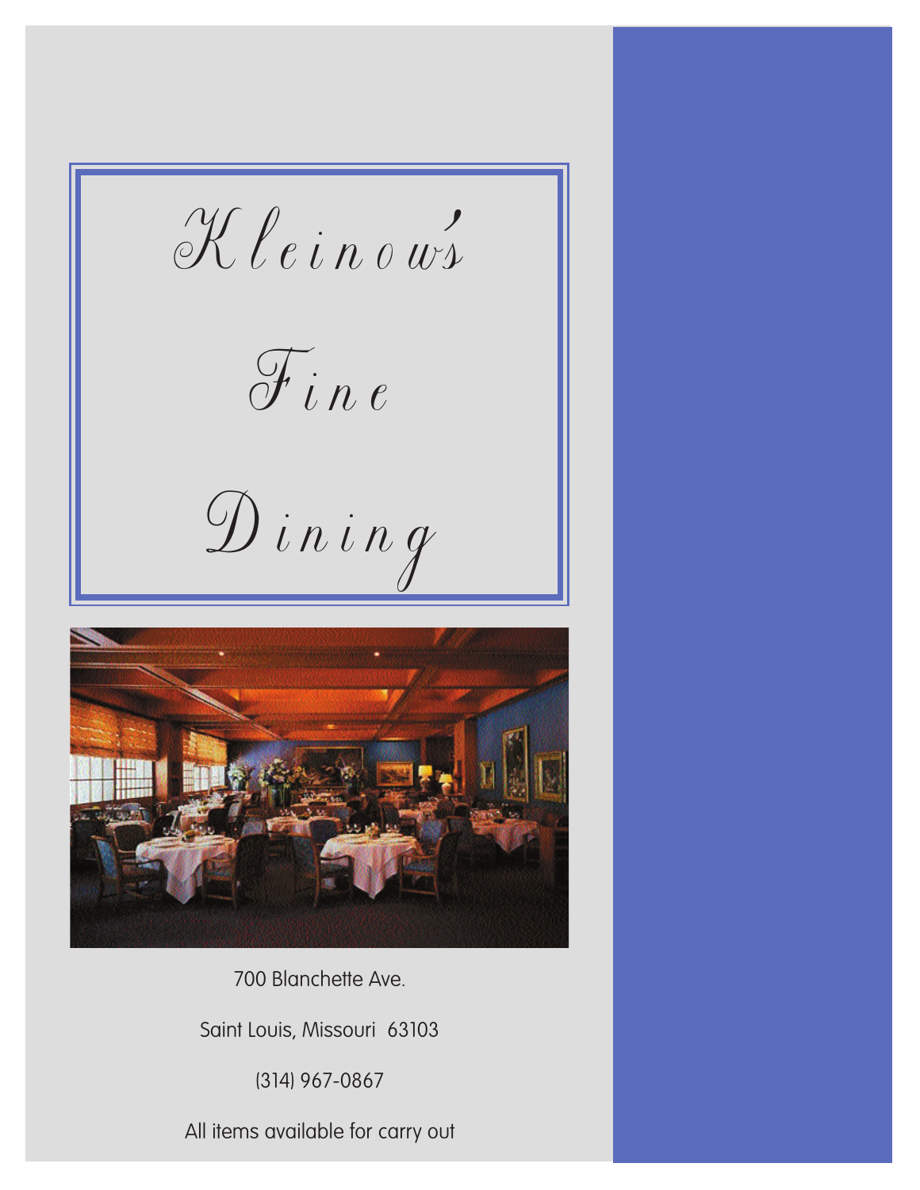# Kleinow's Fine Dining

700 Blanchette Ave.

Saint Louis, Missouri 63103

(314) 967-0867

All items available for carry out